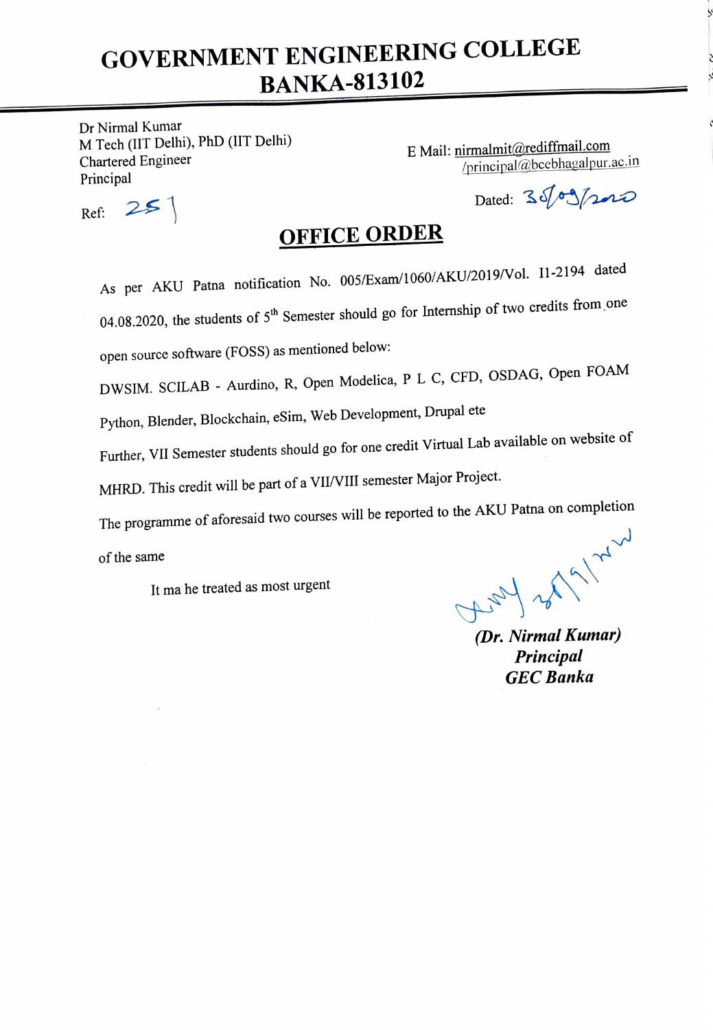# GOVERNMENT ENGINEERING COLLEGE
## BANKA-813102

Dr Nirmal Kumar
M Tech (IIT Delhi), PhD (IIT Delhi)
Chartered Engineer
Principal

E Mail: nirmalmit@rediffmail.com
/principal@bcebhagalpur.ac.in

Ref: 251

Dated: 30/09/2020

## OFFICE ORDER

As per AKU Patna notification No. 005/Exam/1060/AKU/2019/Vol. II-2194 dated 04.08.2020, the students of 5th Semester should go for Internship of two credits from one open source software (FOSS) as mentioned below:

DWSIM. SCILAB - Aurdino, R, Open Modelica, P L C, CFD, OSDAG, Open FOAM Python, Blender, Blockchain, eSim, Web Development, Drupal ete

Further, VII Semester students should go for one credit Virtual Lab available on website of MHRD. This credit will be part of a VII/VIII semester Major Project.

The programme of aforesaid two courses will be reported to the AKU Patna on completion of the same

It ma he treated as most urgent

*(Dr. Nirmal Kumar)*
***Principal***
***GEC Banka***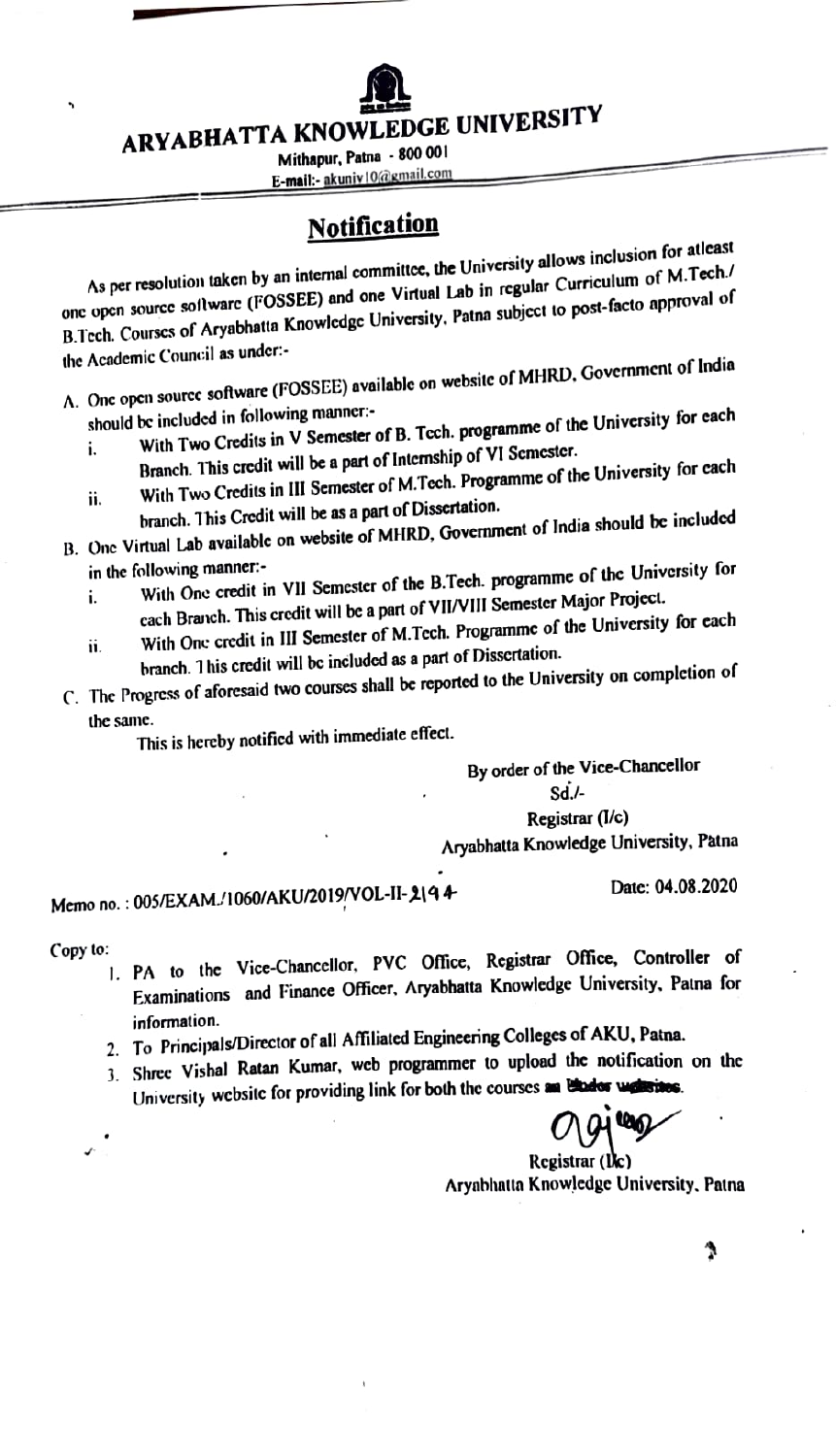# ARYABHATTA KNOWLEDGE UNIVERSITY

Mithapur, Patna - 800 001

E-mail:- akuniv10@gmail.com

## Notification

As per resolution taken by an internal committee, the University allows inclusion for atleast one open source software (FOSSEE) and one Virtual Lab in regular Curriculum of M.Tech./ B.Tech. Courses of Aryabhatta Knowledge University, Patna subject to post-facto approval of the Academic Council as under:-

A. One open source software (FOSSEE) available on website of MHRD, Government of India should be included in following manner:-
   i. With Two Credits in V Semester of B. Tech. programme of the University for each Branch. This credit will be a part of Internship of VI Semester.
   ii. With Two Credits in III Semester of M.Tech. Programme of the University for each branch. This Credit will be as a part of Dissertation.

B. One Virtual Lab available on website of MHRD, Government of India should be included in the following manner:-
   i. With One credit in VII Semester of the B.Tech. programme of the University for each Branch. This credit will be a part of VII/VIII Semester Major Project.
   ii. With One credit in III Semester of M.Tech. Programme of the University for each branch. This credit will be included as a part of Dissertation.

C. The Progress of aforesaid two courses shall be reported to the University on completion of the same.

This is hereby notified with immediate effect.

By order of the Vice-Chancellor

Sd./-

Registrar (I/c)

Aryabhatta Knowledge University, Patna

Memo no. : 005/EXAM./1060/AKU/2019/VOL-II-2194 Date: 04.08.2020

Copy to:

1. PA to the Vice-Chancellor, PVC Office, Registrar Office, Controller of Examinations and Finance Officer, Aryabhatta Knowledge University, Patna for information.
2. To Principals/Director of all Affiliated Engineering Colleges of AKU, Patna.
3. Shree Vishal Ratan Kumar, web programmer to upload the notification on the University website for providing link for both the courses as under websites.

Registrar (I/c)

Aryabhatta Knowledge University, Patna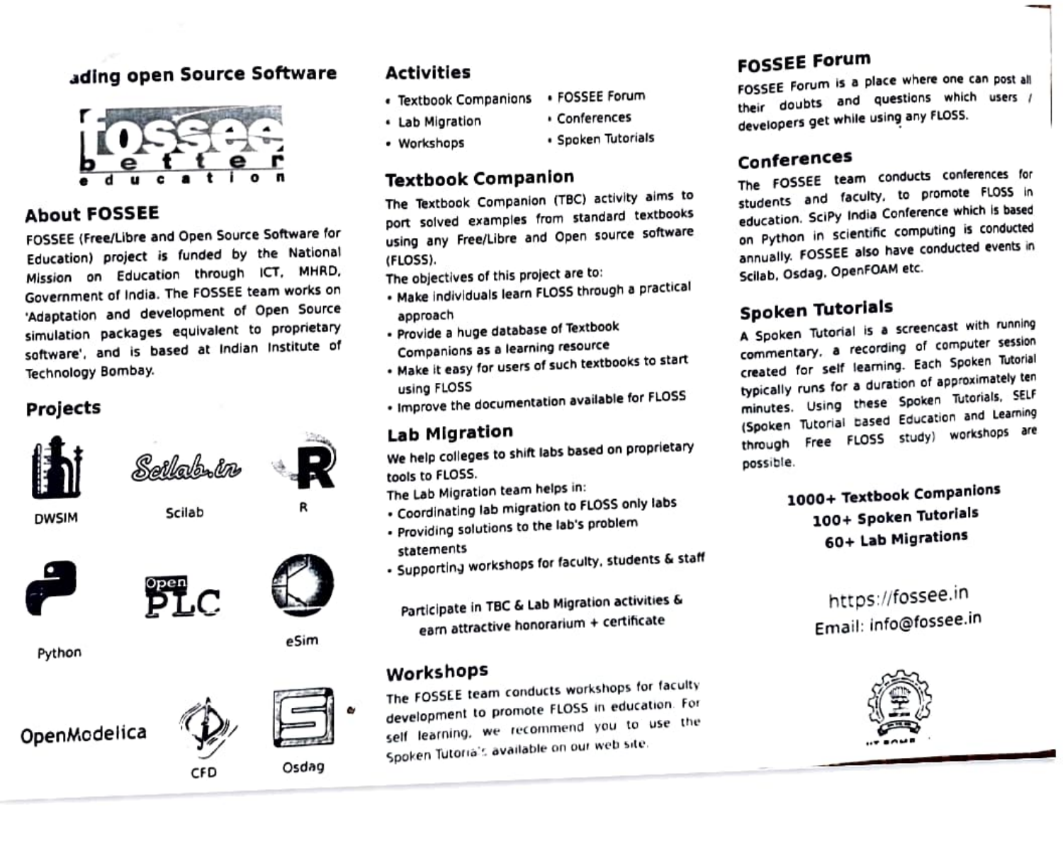## ...ading open Source Software

fossee better education

## About FOSSEE

FOSSEE (Free/Libre and Open Source Software for Education) project is funded by the National Mission on Education through ICT, MHRD, Government of India. The FOSSEE team works on 'Adaptation and development of Open Source simulation packages equivalent to proprietary software', and is based at Indian Institute of Technology Bombay.

## Projects

DWSIM

Scilab

R

Python

OpenPLC

eSim

OpenModelica

CFD

Osdag

## Activities

- Textbook Companions
- Lab Migration
- Workshops
- FOSSEE Forum
- Conferences
- Spoken Tutorials

## Textbook Companion

The Textbook Companion (TBC) activity aims to port solved examples from standard textbooks using any Free/Libre and Open source software (FLOSS).

The objectives of this project are to:

- Make individuals learn FLOSS through a practical approach
- Provide a huge database of Textbook Companions as a learning resource
- Make it easy for users of such textbooks to start using FLOSS
- Improve the documentation available for FLOSS

## Lab Migration

We help colleges to shift labs based on proprietary tools to FLOSS.

The Lab Migration team helps in:

- Coordinating lab migration to FLOSS only labs
- Providing solutions to the lab's problem statements
- Supporting workshops for faculty, students & staff

**Participate in TBC & Lab Migration activities & earn attractive honorarium + certificate**

## Workshops

The FOSSEE team conducts workshops for faculty development to promote FLOSS in education. For self learning, we recommend you to use the Spoken Tutorials available on our web site.

## FOSSEE Forum

FOSSEE Forum is a place where one can post all their doubts and questions which users / developers get while using any FLOSS.

## Conferences

The FOSSEE team conducts conferences for students and faculty, to promote FLOSS in education. SciPy India Conference which is based on Python in scientific computing is conducted annually. FOSSEE also have conducted events in Scilab, Osdag, OpenFOAM etc.

## Spoken Tutorials

A Spoken Tutorial is a screencast with running commentary, a recording of computer session created for self learning. Each Spoken Tutorial typically runs for a duration of approximately ten minutes. Using these Spoken Tutorials, SELF (Spoken Tutorial based Education and Learning through Free FLOSS study) workshops are possible.

**1000+ Textbook Companions**
**100+ Spoken Tutorials**
**60+ Lab Migrations**

https://fossee.in
Email: info@fossee.in

IIT BOMBAY